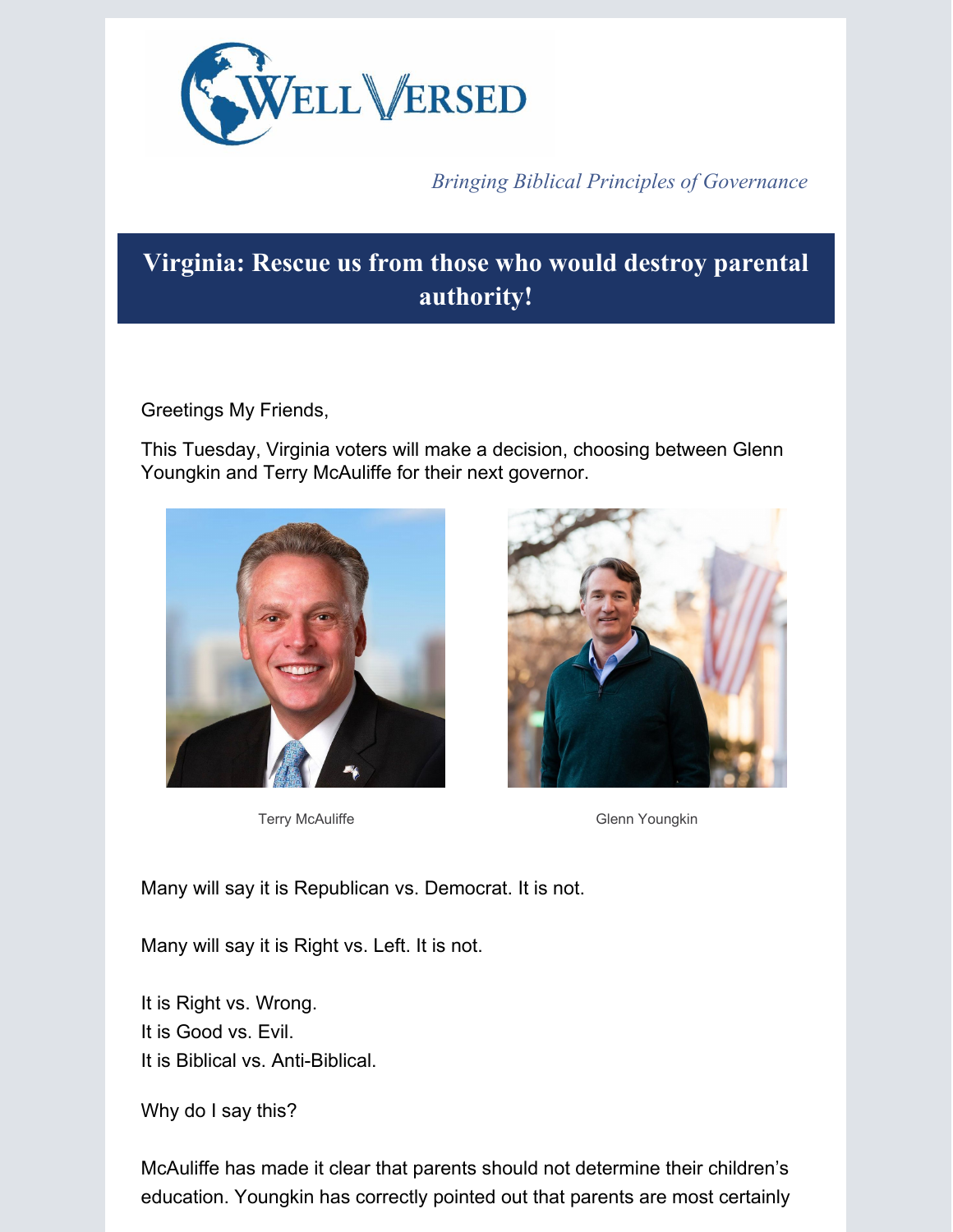WELL VERSED

*Bringing Biblical Principles of Governance*

# Virginia: Rescue us from those who would destroy parental authority!

Greetings My Friends,

This Tuesday, Virginia voters will make a decision, choosing between Glenn Youngkin and Terry McAuliffe for their next governor.

Terry McAuliffe

Glenn Youngkin

Many will say it is Republican vs. Democrat. It is not.

Many will say it is Right vs. Left. It is not.

It is Right vs. Wrong.
It is Good vs. Evil.
It is Biblical vs. Anti-Biblical.

Why do I say this?

McAuliffe has made it clear that parents should not determine their children's education. Youngkin has correctly pointed out that parents are most certainly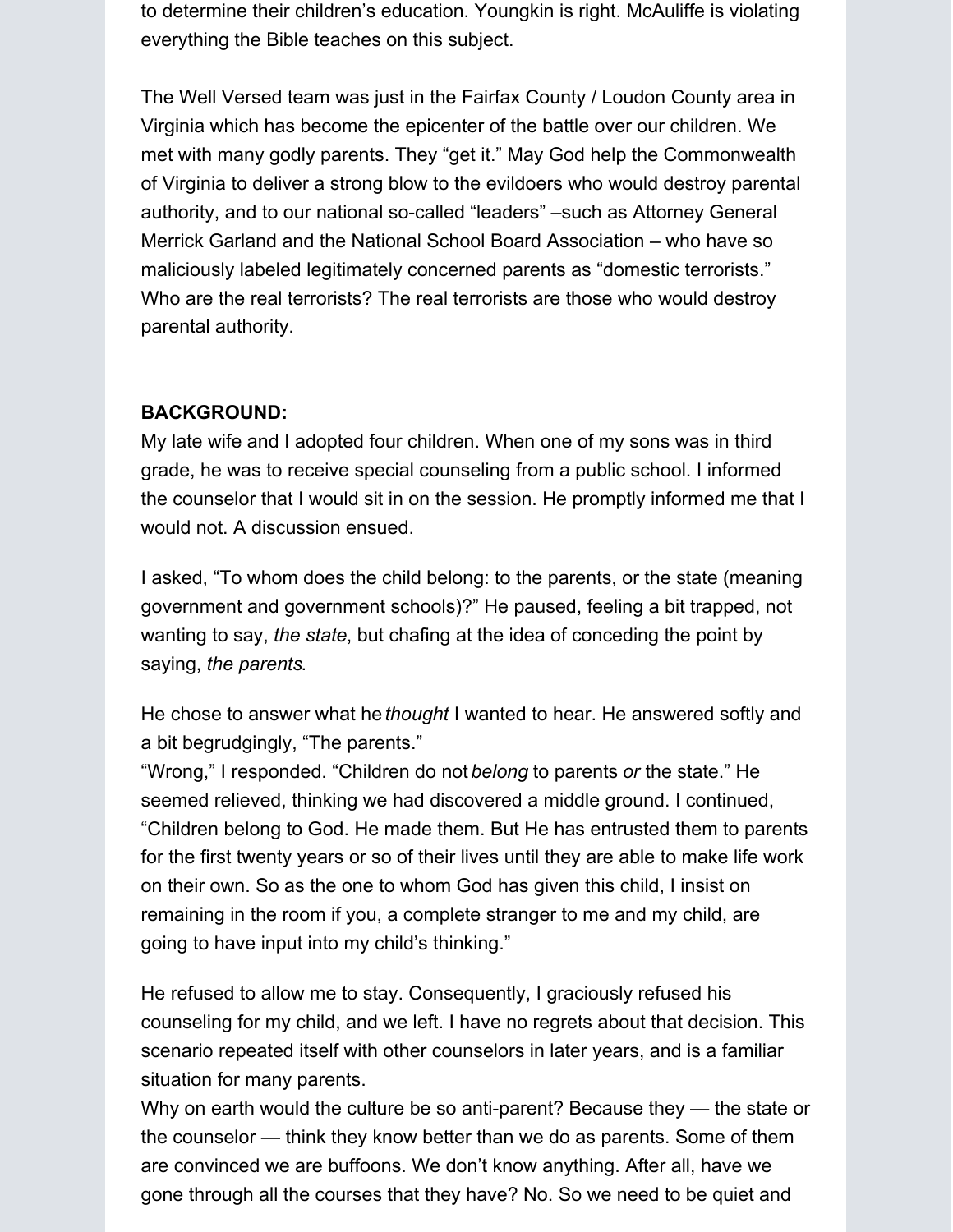to determine their children's education. Youngkin is right. McAuliffe is violating everything the Bible teaches on this subject.

The Well Versed team was just in the Fairfax County / Loudon County area in Virginia which has become the epicenter of the battle over our children. We met with many godly parents. They "get it." May God help the Commonwealth of Virginia to deliver a strong blow to the evildoers who would destroy parental authority, and to our national so-called "leaders" –such as Attorney General Merrick Garland and the National School Board Association – who have so maliciously labeled legitimately concerned parents as "domestic terrorists." Who are the real terrorists? The real terrorists are those who would destroy parental authority.

**BACKGROUND:**

My late wife and I adopted four children. When one of my sons was in third grade, he was to receive special counseling from a public school. I informed the counselor that I would sit in on the session. He promptly informed me that I would not. A discussion ensued.

I asked, "To whom does the child belong: to the parents, or the state (meaning government and government schools)?" He paused, feeling a bit trapped, not wanting to say, *the state*, but chafing at the idea of conceding the point by saying, *the parents*.

He chose to answer what he *thought* I wanted to hear. He answered softly and a bit begrudgingly, "The parents."

"Wrong," I responded. "Children do not *belong* to parents *or* the state." He seemed relieved, thinking we had discovered a middle ground. I continued, "Children belong to God. He made them. But He has entrusted them to parents for the first twenty years or so of their lives until they are able to make life work on their own. So as the one to whom God has given this child, I insist on remaining in the room if you, a complete stranger to me and my child, are going to have input into my child's thinking."

He refused to allow me to stay. Consequently, I graciously refused his counseling for my child, and we left. I have no regrets about that decision. This scenario repeated itself with other counselors in later years, and is a familiar situation for many parents.

Why on earth would the culture be so anti-parent? Because they — the state or the counselor — think they know better than we do as parents. Some of them are convinced we are buffoons. We don't know anything. After all, have we gone through all the courses that they have? No. So we need to be quiet and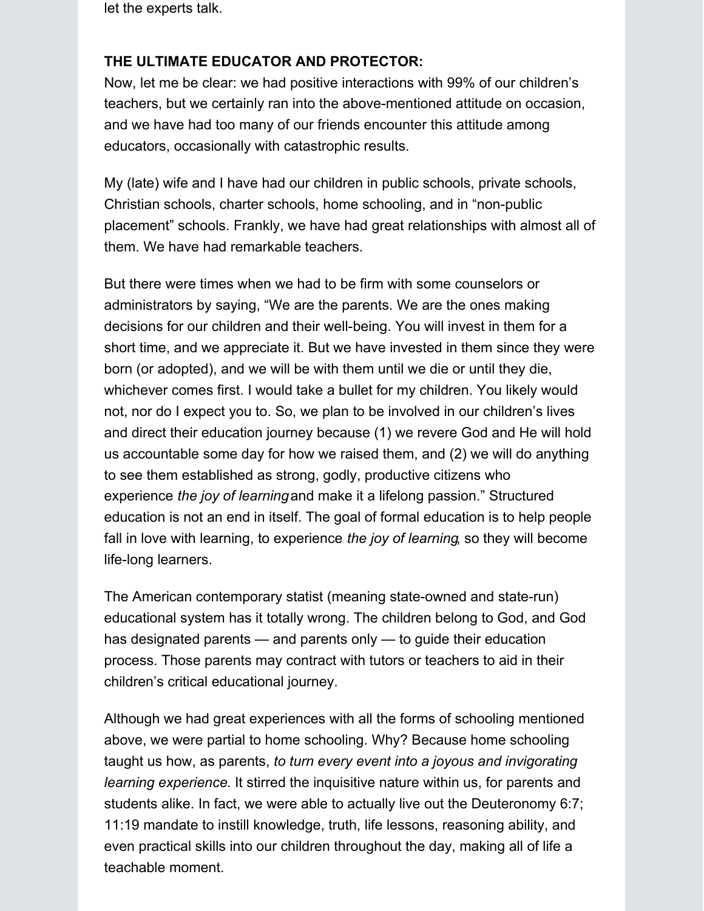let the experts talk.

**THE ULTIMATE EDUCATOR AND PROTECTOR:**

Now, let me be clear: we had positive interactions with 99% of our children's teachers, but we certainly ran into the above-mentioned attitude on occasion, and we have had too many of our friends encounter this attitude among educators, occasionally with catastrophic results.

My (late) wife and I have had our children in public schools, private schools, Christian schools, charter schools, home schooling, and in "non-public placement" schools. Frankly, we have had great relationships with almost all of them. We have had remarkable teachers.

But there were times when we had to be firm with some counselors or administrators by saying, "We are the parents. We are the ones making decisions for our children and their well-being. You will invest in them for a short time, and we appreciate it. But we have invested in them since they were born (or adopted), and we will be with them until we die or until they die, whichever comes first. I would take a bullet for my children. You likely would not, nor do I expect you to. So, we plan to be involved in our children's lives and direct their education journey because (1) we revere God and He will hold us accountable some day for how we raised them, and (2) we will do anything to see them established as strong, godly, productive citizens who experience *the joy of learning* and make it a lifelong passion." Structured education is not an end in itself. The goal of formal education is to help people fall in love with learning, to experience *the joy of learning*, so they will become life-long learners.

The American contemporary statist (meaning state-owned and state-run) educational system has it totally wrong. The children belong to God, and God has designated parents — and parents only — to guide their education process. Those parents may contract with tutors or teachers to aid in their children's critical educational journey.

Although we had great experiences with all the forms of schooling mentioned above, we were partial to home schooling. Why? Because home schooling taught us how, as parents, *to turn every event into a joyous and invigorating learning experience.* It stirred the inquisitive nature within us, for parents and students alike. In fact, we were able to actually live out the Deuteronomy 6:7; 11:19 mandate to instill knowledge, truth, life lessons, reasoning ability, and even practical skills into our children throughout the day, making all of life a teachable moment.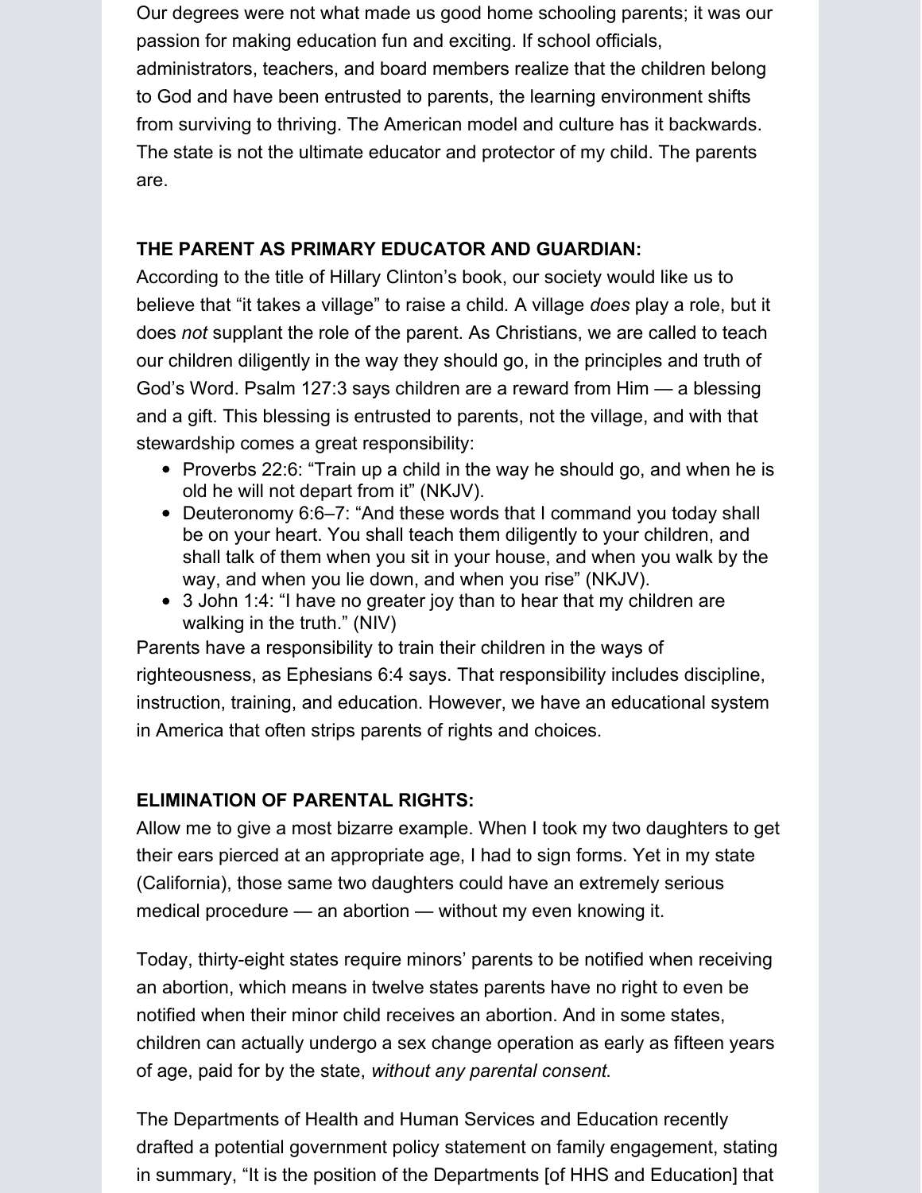Our degrees were not what made us good home schooling parents; it was our passion for making education fun and exciting. If school officials, administrators, teachers, and board members realize that the children belong to God and have been entrusted to parents, the learning environment shifts from surviving to thriving. The American model and culture has it backwards. The state is not the ultimate educator and protector of my child. The parents are.

**THE PARENT AS PRIMARY EDUCATOR AND GUARDIAN:**

According to the title of Hillary Clinton's book, our society would like us to believe that "it takes a village" to raise a child. A village *does* play a role, but it does *not* supplant the role of the parent. As Christians, we are called to teach our children diligently in the way they should go, in the principles and truth of God's Word. Psalm 127:3 says children are a reward from Him — a blessing and a gift. This blessing is entrusted to parents, not the village, and with that stewardship comes a great responsibility:

- Proverbs 22:6: "Train up a child in the way he should go, and when he is old he will not depart from it" (NKJV).
- Deuteronomy 6:6–7: "And these words that I command you today shall be on your heart. You shall teach them diligently to your children, and shall talk of them when you sit in your house, and when you walk by the way, and when you lie down, and when you rise" (NKJV).
- 3 John 1:4: "I have no greater joy than to hear that my children are walking in the truth." (NIV)

Parents have a responsibility to train their children in the ways of righteousness, as Ephesians 6:4 says. That responsibility includes discipline, instruction, training, and education. However, we have an educational system in America that often strips parents of rights and choices.

**ELIMINATION OF PARENTAL RIGHTS:**

Allow me to give a most bizarre example. When I took my two daughters to get their ears pierced at an appropriate age, I had to sign forms. Yet in my state (California), those same two daughters could have an extremely serious medical procedure — an abortion — without my even knowing it.

Today, thirty-eight states require minors' parents to be notified when receiving an abortion, which means in twelve states parents have no right to even be notified when their minor child receives an abortion. And in some states, children can actually undergo a sex change operation as early as fifteen years of age, paid for by the state, *without any parental consent.*

The Departments of Health and Human Services and Education recently drafted a potential government policy statement on family engagement, stating in summary, "It is the position of the Departments [of HHS and Education] that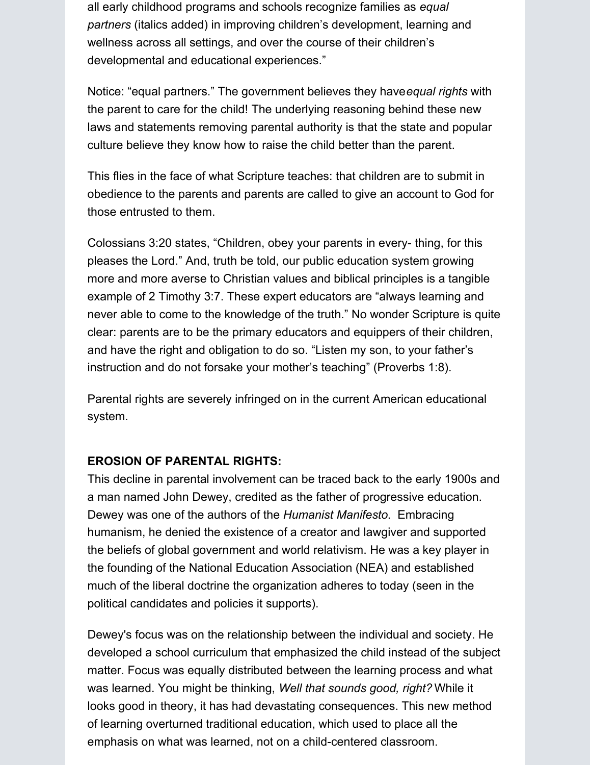all early childhood programs and schools recognize families as *equal partners* (italics added) in improving children's development, learning and wellness across all settings, and over the course of their children's developmental and educational experiences."

Notice: "equal partners." The government believes they have*equal rights* with the parent to care for the child! The underlying reasoning behind these new laws and statements removing parental authority is that the state and popular culture believe they know how to raise the child better than the parent.

This flies in the face of what Scripture teaches: that children are to submit in obedience to the parents and parents are called to give an account to God for those entrusted to them.

Colossians 3:20 states, "Children, obey your parents in every- thing, for this pleases the Lord." And, truth be told, our public education system growing more and more averse to Christian values and biblical principles is a tangible example of 2 Timothy 3:7. These expert educators are "always learning and never able to come to the knowledge of the truth." No wonder Scripture is quite clear: parents are to be the primary educators and equippers of their children, and have the right and obligation to do so. "Listen my son, to your father's instruction and do not forsake your mother's teaching" (Proverbs 1:8).

Parental rights are severely infringed on in the current American educational system.

**EROSION OF PARENTAL RIGHTS:**

This decline in parental involvement can be traced back to the early 1900s and a man named John Dewey, credited as the father of progressive education. Dewey was one of the authors of the *Humanist Manifesto*. Embracing humanism, he denied the existence of a creator and lawgiver and supported the beliefs of global government and world relativism. He was a key player in the founding of the National Education Association (NEA) and established much of the liberal doctrine the organization adheres to today (seen in the political candidates and policies it supports).

Dewey's focus was on the relationship between the individual and society. He developed a school curriculum that emphasized the child instead of the subject matter. Focus was equally distributed between the learning process and what was learned. You might be thinking, *Well that sounds good, right?* While it looks good in theory, it has had devastating consequences. This new method of learning overturned traditional education, which used to place all the emphasis on what was learned, not on a child-centered classroom.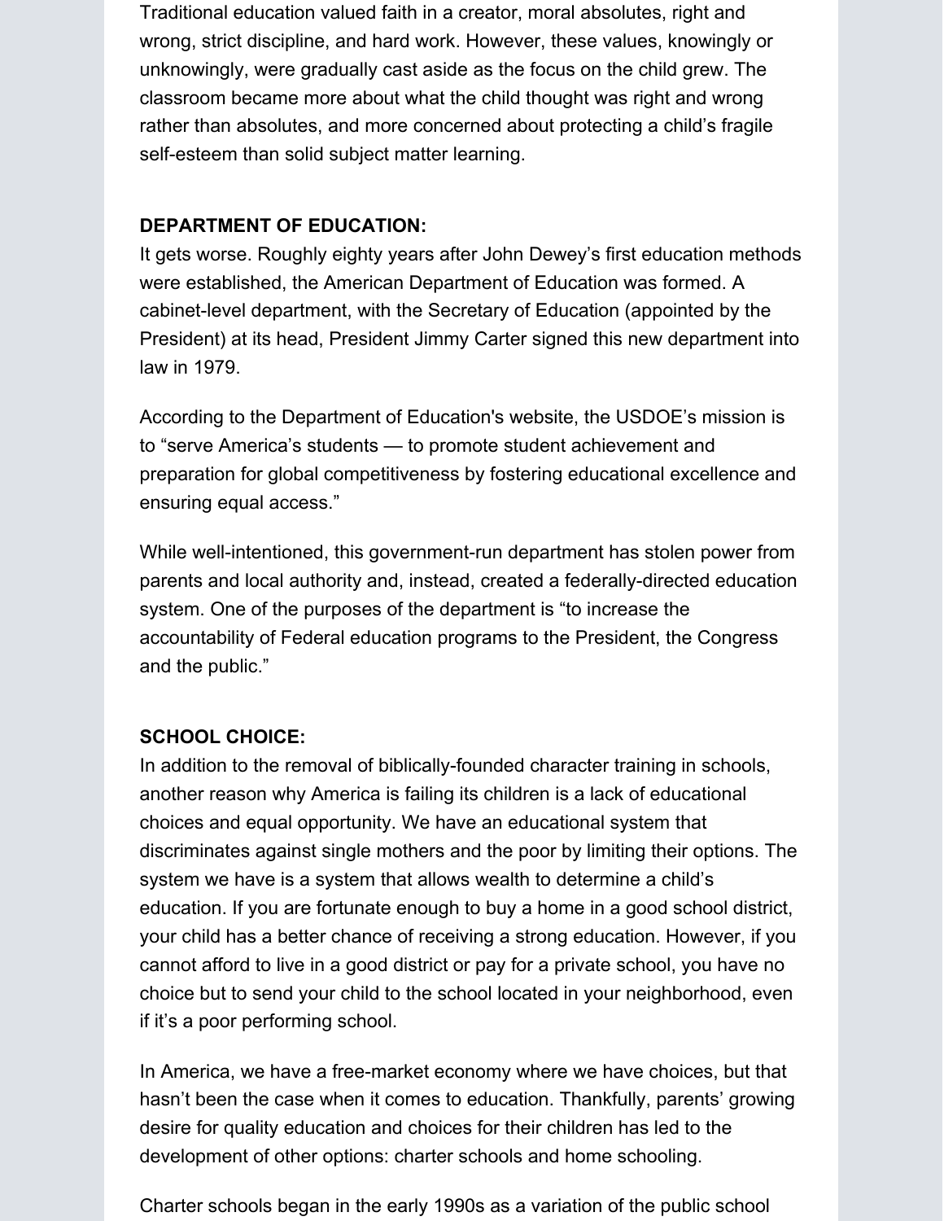Traditional education valued faith in a creator, moral absolutes, right and wrong, strict discipline, and hard work. However, these values, knowingly or unknowingly, were gradually cast aside as the focus on the child grew. The classroom became more about what the child thought was right and wrong rather than absolutes, and more concerned about protecting a child's fragile self-esteem than solid subject matter learning.

**DEPARTMENT OF EDUCATION:**

It gets worse. Roughly eighty years after John Dewey's first education methods were established, the American Department of Education was formed. A cabinet-level department, with the Secretary of Education (appointed by the President) at its head, President Jimmy Carter signed this new department into law in 1979.

According to the Department of Education's website, the USDOE's mission is to "serve America's students — to promote student achievement and preparation for global competitiveness by fostering educational excellence and ensuring equal access."

While well-intentioned, this government-run department has stolen power from parents and local authority and, instead, created a federally-directed education system. One of the purposes of the department is "to increase the accountability of Federal education programs to the President, the Congress and the public."

**SCHOOL CHOICE:**

In addition to the removal of biblically-founded character training in schools, another reason why America is failing its children is a lack of educational choices and equal opportunity. We have an educational system that discriminates against single mothers and the poor by limiting their options. The system we have is a system that allows wealth to determine a child's education. If you are fortunate enough to buy a home in a good school district, your child has a better chance of receiving a strong education. However, if you cannot afford to live in a good district or pay for a private school, you have no choice but to send your child to the school located in your neighborhood, even if it's a poor performing school.

In America, we have a free-market economy where we have choices, but that hasn't been the case when it comes to education. Thankfully, parents' growing desire for quality education and choices for their children has led to the development of other options: charter schools and home schooling.

Charter schools began in the early 1990s as a variation of the public school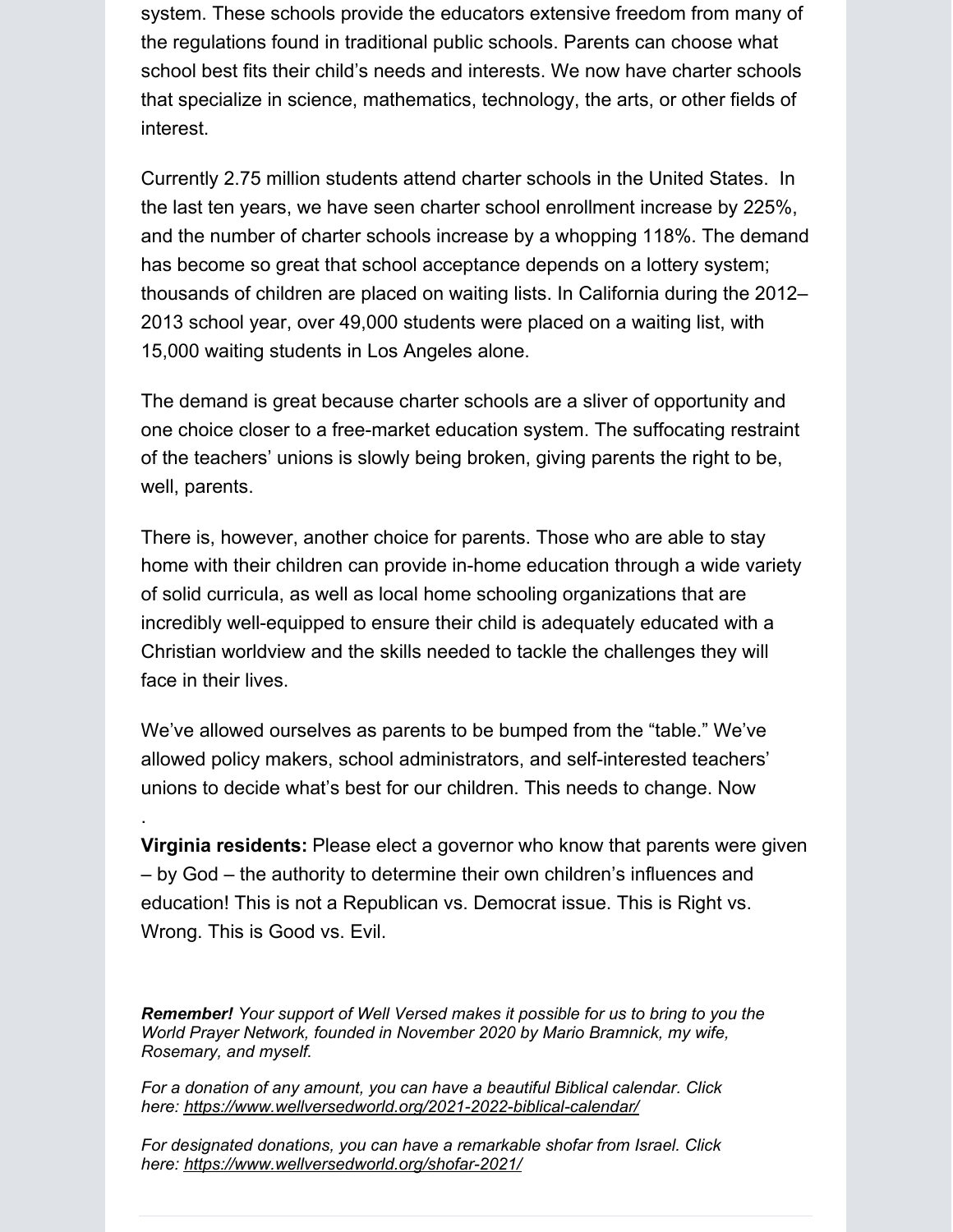system. These schools provide the educators extensive freedom from many of the regulations found in traditional public schools. Parents can choose what school best fits their child's needs and interests. We now have charter schools that specialize in science, mathematics, technology, the arts, or other fields of interest.

Currently 2.75 million students attend charter schools in the United States. In the last ten years, we have seen charter school enrollment increase by 225%, and the number of charter schools increase by a whopping 118%. The demand has become so great that school acceptance depends on a lottery system; thousands of children are placed on waiting lists. In California during the 2012–2013 school year, over 49,000 students were placed on a waiting list, with 15,000 waiting students in Los Angeles alone.

The demand is great because charter schools are a sliver of opportunity and one choice closer to a free-market education system. The suffocating restraint of the teachers' unions is slowly being broken, giving parents the right to be, well, parents.

There is, however, another choice for parents. Those who are able to stay home with their children can provide in-home education through a wide variety of solid curricula, as well as local home schooling organizations that are incredibly well-equipped to ensure their child is adequately educated with a Christian worldview and the skills needed to tackle the challenges they will face in their lives.

We've allowed ourselves as parents to be bumped from the "table." We've allowed policy makers, school administrators, and self-interested teachers' unions to decide what's best for our children. This needs to change. Now

.

**Virginia residents:** Please elect a governor who know that parents were given – by God – the authority to determine their own children's influences and education! This is not a Republican vs. Democrat issue. This is Right vs. Wrong. This is Good vs. Evil.

***Remember!*** *Your support of Well Versed makes it possible for us to bring to you the World Prayer Network, founded in November 2020 by Mario Bramnick, my wife, Rosemary, and myself.*

*For a donation of any amount, you can have a beautiful Biblical calendar. Click here: https://www.wellversedworld.org/2021-2022-biblical-calendar/*

*For designated donations, you can have a remarkable shofar from Israel. Click here: https://www.wellversedworld.org/shofar-2021/*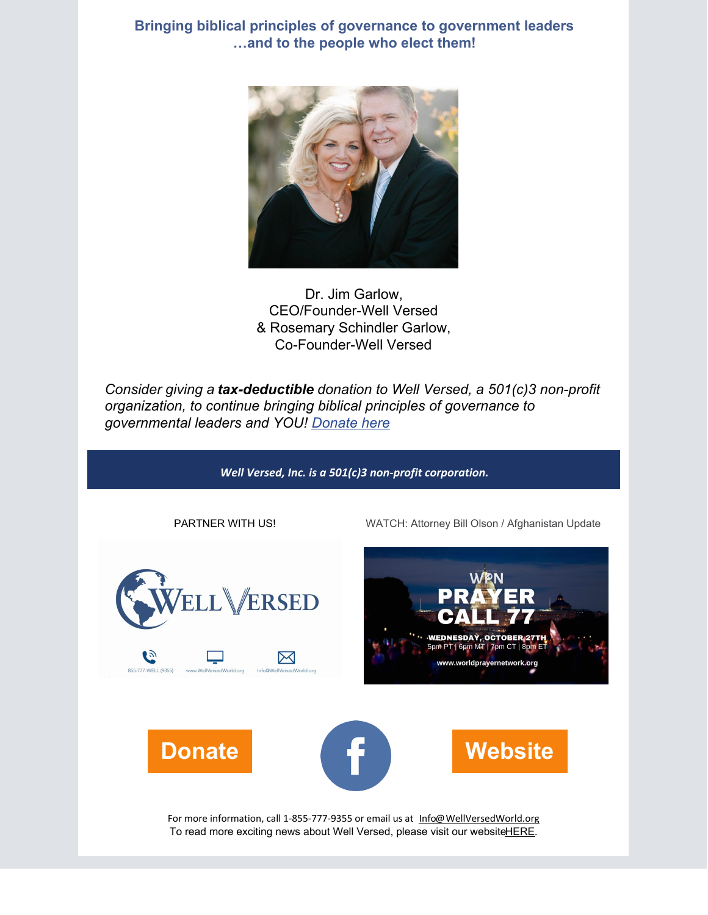**Bringing biblical principles of governance to government leaders …and to the people who elect them!**

Dr. Jim Garlow,
CEO/Founder-Well Versed
& Rosemary Schindler Garlow,
Co-Founder-Well Versed

*Consider giving a **tax-deductible** donation to Well Versed, a 501(c)3 non-profit organization, to continue bringing biblical principles of governance to governmental leaders and YOU! Donate here*

***Well Versed, Inc. is a 501(c)3 non-profit corporation.***

PARTNER WITH US!

WATCH: Attorney Bill Olson / Afghanistan Update

Donate

Website

For more information, call 1-855-777-9355 or email us at Info@WellVersedWorld.org
To read more exciting news about Well Versed, please visit our website HERE.